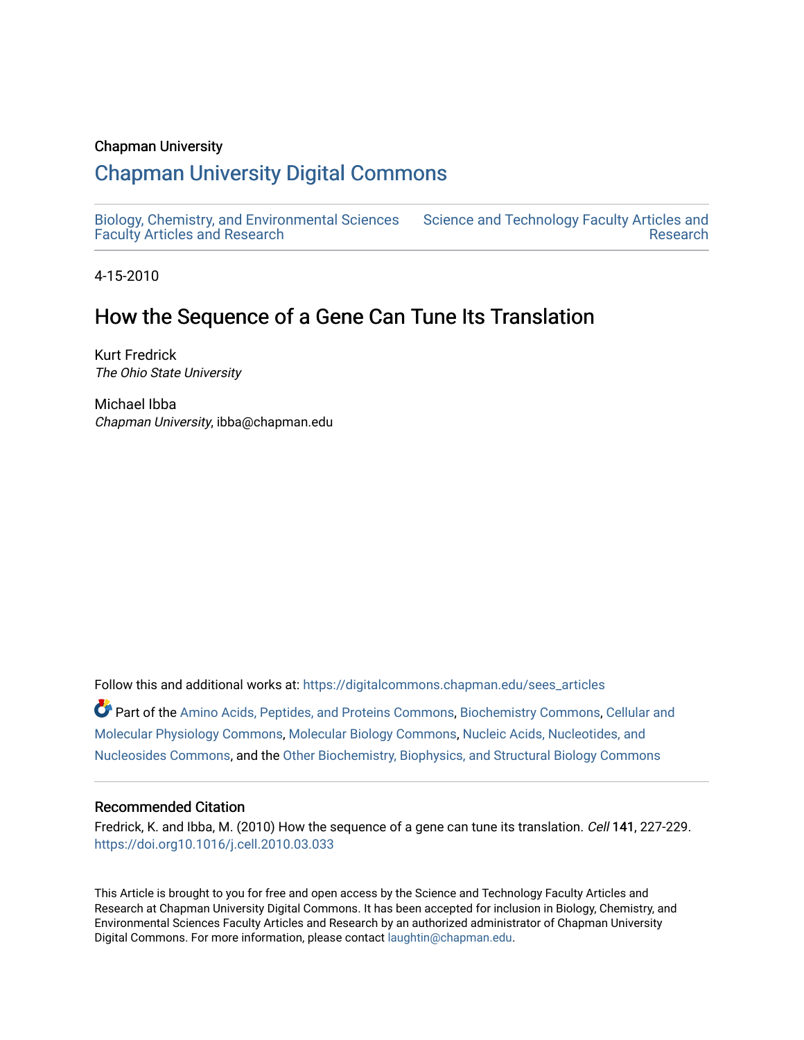Chapman University

# Chapman University Digital Commons

Biology, Chemistry, and Environmental Sciences Faculty Articles and Research

Science and Technology Faculty Articles and Research

4-15-2010

## How the Sequence of a Gene Can Tune Its Translation

Kurt Fredrick
*The Ohio State University*

Michael Ibba
*Chapman University*, ibba@chapman.edu

Follow this and additional works at: https://digitalcommons.chapman.edu/sees_articles

Part of the Amino Acids, Peptides, and Proteins Commons, Biochemistry Commons, Cellular and Molecular Physiology Commons, Molecular Biology Commons, Nucleic Acids, Nucleotides, and Nucleosides Commons, and the Other Biochemistry, Biophysics, and Structural Biology Commons

### Recommended Citation

Fredrick, K. and Ibba, M. (2010) How the sequence of a gene can tune its translation. *Cell* **141**, 227-229. https://doi.org10.1016/j.cell.2010.03.033

This Article is brought to you for free and open access by the Science and Technology Faculty Articles and Research at Chapman University Digital Commons. It has been accepted for inclusion in Biology, Chemistry, and Environmental Sciences Faculty Articles and Research by an authorized administrator of Chapman University Digital Commons. For more information, please contact laughtin@chapman.edu.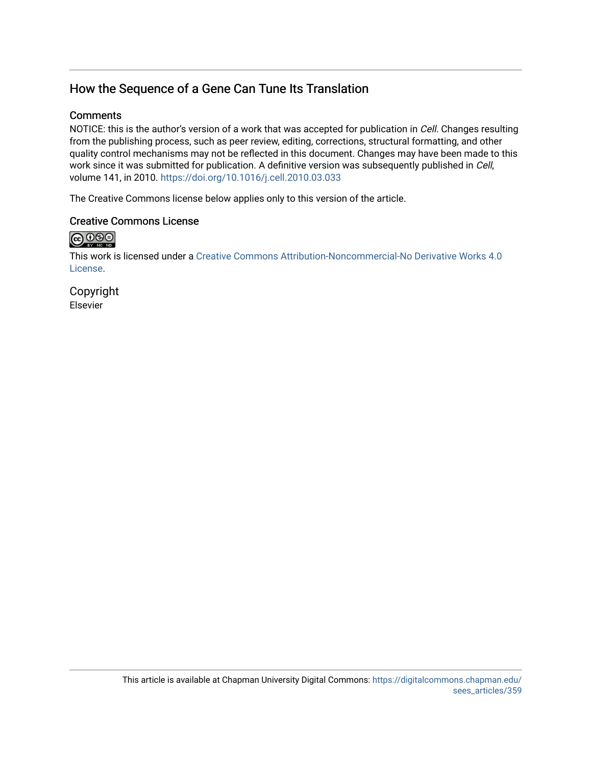# How the Sequence of a Gene Can Tune Its Translation

## Comments

NOTICE: this is the author's version of a work that was accepted for publication in *Cell*. Changes resulting from the publishing process, such as peer review, editing, corrections, structural formatting, and other quality control mechanisms may not be reflected in this document. Changes may have been made to this work since it was submitted for publication. A definitive version was subsequently published in *Cell*, volume 141, in 2010. https://doi.org/10.1016/j.cell.2010.03.033

The Creative Commons license below applies only to this version of the article.

## Creative Commons License

This work is licensed under a Creative Commons Attribution-Noncommercial-No Derivative Works 4.0 License.

## Copyright

Elsevier

This article is available at Chapman University Digital Commons: https://digitalcommons.chapman.edu/sees_articles/359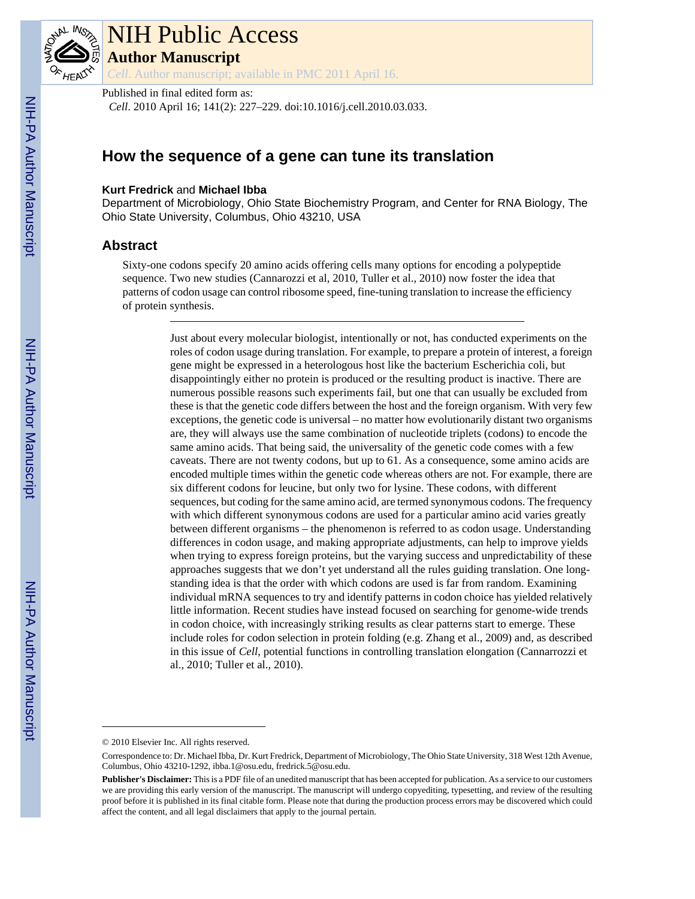# NIH Public Access

## Author Manuscript

*Cell*. Author manuscript; available in PMC 2011 April 16.

Published in final edited form as:

*Cell*. 2010 April 16; 141(2): 227–229. doi:10.1016/j.cell.2010.03.033.

# How the sequence of a gene can tune its translation

**Kurt Fredrick** and **Michael Ibba**

Department of Microbiology, Ohio State Biochemistry Program, and Center for RNA Biology, The Ohio State University, Columbus, Ohio 43210, USA

## Abstract

Sixty-one codons specify 20 amino acids offering cells many options for encoding a polypeptide sequence. Two new studies (Cannarozzi et al, 2010, Tuller et al., 2010) now foster the idea that patterns of codon usage can control ribosome speed, fine-tuning translation to increase the efficiency of protein synthesis.

---

Just about every molecular biologist, intentionally or not, has conducted experiments on the roles of codon usage during translation. For example, to prepare a protein of interest, a foreign gene might be expressed in a heterologous host like the bacterium Escherichia coli, but disappointingly either no protein is produced or the resulting product is inactive. There are numerous possible reasons such experiments fail, but one that can usually be excluded from these is that the genetic code differs between the host and the foreign organism. With very few exceptions, the genetic code is universal – no matter how evolutionarily distant two organisms are, they will always use the same combination of nucleotide triplets (codons) to encode the same amino acids. That being said, the universality of the genetic code comes with a few caveats. There are not twenty codons, but up to 61. As a consequence, some amino acids are encoded multiple times within the genetic code whereas others are not. For example, there are six different codons for leucine, but only two for lysine. These codons, with different sequences, but coding for the same amino acid, are termed synonymous codons. The frequency with which different synonymous codons are used for a particular amino acid varies greatly between different organisms – the phenomenon is referred to as codon usage. Understanding differences in codon usage, and making appropriate adjustments, can help to improve yields when trying to express foreign proteins, but the varying success and unpredictability of these approaches suggests that we don't yet understand all the rules guiding translation. One long-standing idea is that the order with which codons are used is far from random. Examining individual mRNA sequences to try and identify patterns in codon choice has yielded relatively little information. Recent studies have instead focused on searching for genome-wide trends in codon choice, with increasingly striking results as clear patterns start to emerge. These include roles for codon selection in protein folding (e.g. Zhang et al., 2009) and, as described in this issue of *Cell*, potential functions in controlling translation elongation (Cannarrozzi et al., 2010; Tuller et al., 2010).

---

© 2010 Elsevier Inc. All rights reserved.

Correspondence to: Dr. Michael Ibba, Dr. Kurt Fredrick, Department of Microbiology, The Ohio State University, 318 West 12th Avenue, Columbus, Ohio 43210-1292, ibba.1@osu.edu, fredrick.5@osu.edu.

**Publisher's Disclaimer:** This is a PDF file of an unedited manuscript that has been accepted for publication. As a service to our customers we are providing this early version of the manuscript. The manuscript will undergo copyediting, typesetting, and review of the resulting proof before it is published in its final citable form. Please note that during the production process errors may be discovered which could affect the content, and all legal disclaimers that apply to the journal pertain.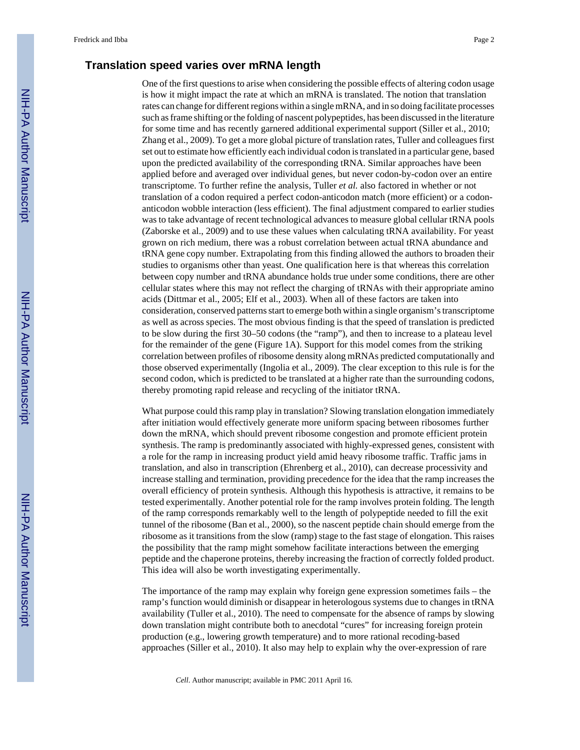## Translation speed varies over mRNA length

One of the first questions to arise when considering the possible effects of altering codon usage is how it might impact the rate at which an mRNA is translated. The notion that translation rates can change for different regions within a single mRNA, and in so doing facilitate processes such as frame shifting or the folding of nascent polypeptides, has been discussed in the literature for some time and has recently garnered additional experimental support (Siller et al., 2010; Zhang et al., 2009). To get a more global picture of translation rates, Tuller and colleagues first set out to estimate how efficiently each individual codon is translated in a particular gene, based upon the predicted availability of the corresponding tRNA. Similar approaches have been applied before and averaged over individual genes, but never codon-by-codon over an entire transcriptome. To further refine the analysis, Tuller *et al.* also factored in whether or not translation of a codon required a perfect codon-anticodon match (more efficient) or a codon-anticodon wobble interaction (less efficient). The final adjustment compared to earlier studies was to take advantage of recent technological advances to measure global cellular tRNA pools (Zaborske et al., 2009) and to use these values when calculating tRNA availability. For yeast grown on rich medium, there was a robust correlation between actual tRNA abundance and tRNA gene copy number. Extrapolating from this finding allowed the authors to broaden their studies to organisms other than yeast. One qualification here is that whereas this correlation between copy number and tRNA abundance holds true under some conditions, there are other cellular states where this may not reflect the charging of tRNAs with their appropriate amino acids (Dittmar et al., 2005; Elf et al., 2003). When all of these factors are taken into consideration, conserved patterns start to emerge both within a single organism's transcriptome as well as across species. The most obvious finding is that the speed of translation is predicted to be slow during the first 30–50 codons (the "ramp"), and then to increase to a plateau level for the remainder of the gene (Figure 1A). Support for this model comes from the striking correlation between profiles of ribosome density along mRNAs predicted computationally and those observed experimentally (Ingolia et al., 2009). The clear exception to this rule is for the second codon, which is predicted to be translated at a higher rate than the surrounding codons, thereby promoting rapid release and recycling of the initiator tRNA.

What purpose could this ramp play in translation? Slowing translation elongation immediately after initiation would effectively generate more uniform spacing between ribosomes further down the mRNA, which should prevent ribosome congestion and promote efficient protein synthesis. The ramp is predominantly associated with highly-expressed genes, consistent with a role for the ramp in increasing product yield amid heavy ribosome traffic. Traffic jams in translation, and also in transcription (Ehrenberg et al., 2010), can decrease processivity and increase stalling and termination, providing precedence for the idea that the ramp increases the overall efficiency of protein synthesis. Although this hypothesis is attractive, it remains to be tested experimentally. Another potential role for the ramp involves protein folding. The length of the ramp corresponds remarkably well to the length of polypeptide needed to fill the exit tunnel of the ribosome (Ban et al., 2000), so the nascent peptide chain should emerge from the ribosome as it transitions from the slow (ramp) stage to the fast stage of elongation. This raises the possibility that the ramp might somehow facilitate interactions between the emerging peptide and the chaperone proteins, thereby increasing the fraction of correctly folded product. This idea will also be worth investigating experimentally.

The importance of the ramp may explain why foreign gene expression sometimes fails – the ramp's function would diminish or disappear in heterologous systems due to changes in tRNA availability (Tuller et al., 2010). The need to compensate for the absence of ramps by slowing down translation might contribute both to anecdotal "cures" for increasing foreign protein production (e.g., lowering growth temperature) and to more rational recoding-based approaches (Siller et al., 2010). It also may help to explain why the over-expression of rare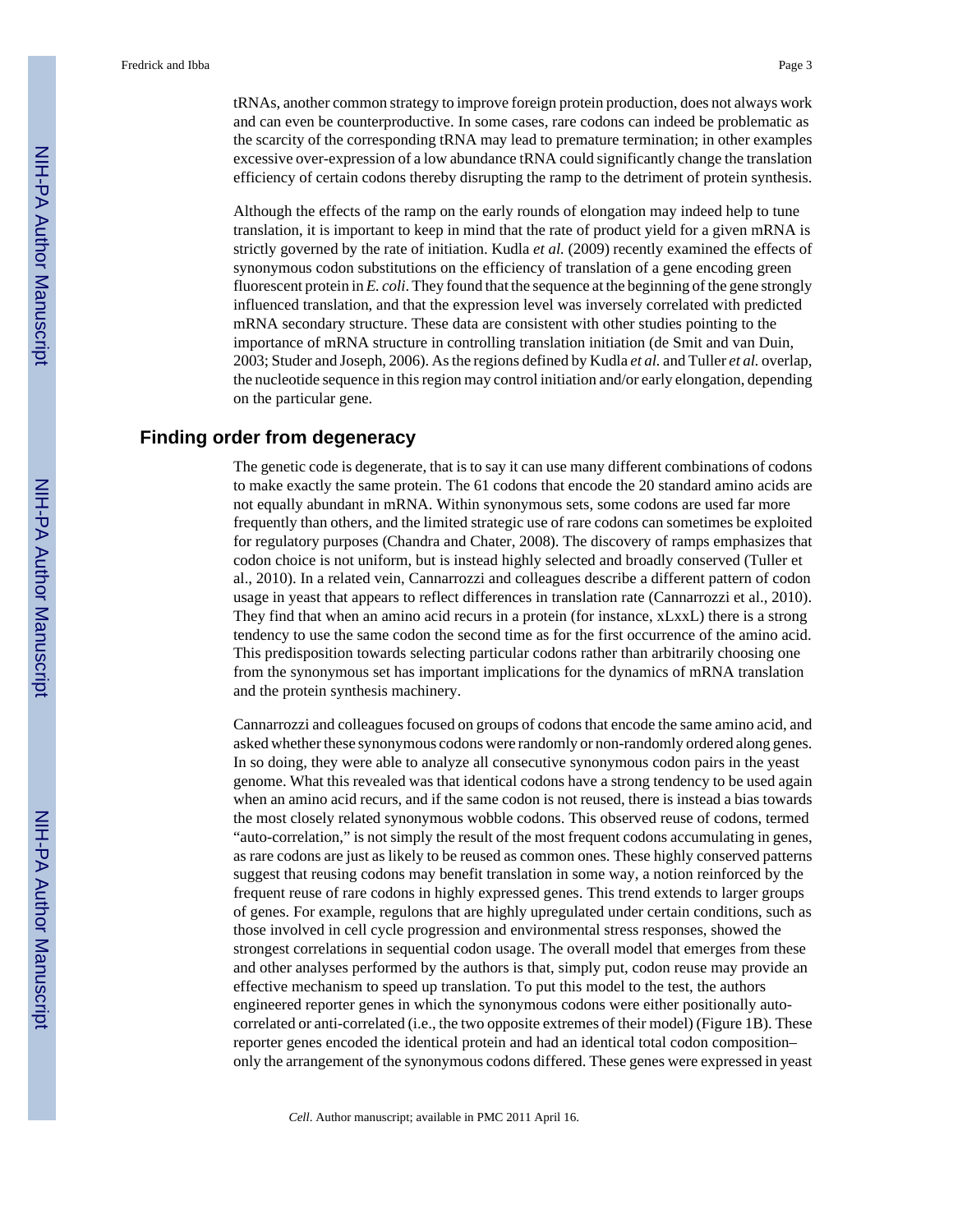tRNAs, another common strategy to improve foreign protein production, does not always work and can even be counterproductive. In some cases, rare codons can indeed be problematic as the scarcity of the corresponding tRNA may lead to premature termination; in other examples excessive over-expression of a low abundance tRNA could significantly change the translation efficiency of certain codons thereby disrupting the ramp to the detriment of protein synthesis.

Although the effects of the ramp on the early rounds of elongation may indeed help to tune translation, it is important to keep in mind that the rate of product yield for a given mRNA is strictly governed by the rate of initiation. Kudla *et al.* (2009) recently examined the effects of synonymous codon substitutions on the efficiency of translation of a gene encoding green fluorescent protein in *E. coli*. They found that the sequence at the beginning of the gene strongly influenced translation, and that the expression level was inversely correlated with predicted mRNA secondary structure. These data are consistent with other studies pointing to the importance of mRNA structure in controlling translation initiation (de Smit and van Duin, 2003; Studer and Joseph, 2006). As the regions defined by Kudla *et al.* and Tuller *et al.* overlap, the nucleotide sequence in this region may control initiation and/or early elongation, depending on the particular gene.

## Finding order from degeneracy

The genetic code is degenerate, that is to say it can use many different combinations of codons to make exactly the same protein. The 61 codons that encode the 20 standard amino acids are not equally abundant in mRNA. Within synonymous sets, some codons are used far more frequently than others, and the limited strategic use of rare codons can sometimes be exploited for regulatory purposes (Chandra and Chater, 2008). The discovery of ramps emphasizes that codon choice is not uniform, but is instead highly selected and broadly conserved (Tuller et al., 2010). In a related vein, Cannarrozzi and colleagues describe a different pattern of codon usage in yeast that appears to reflect differences in translation rate (Cannarrozzi et al., 2010). They find that when an amino acid recurs in a protein (for instance, xLxxL) there is a strong tendency to use the same codon the second time as for the first occurrence of the amino acid. This predisposition towards selecting particular codons rather than arbitrarily choosing one from the synonymous set has important implications for the dynamics of mRNA translation and the protein synthesis machinery.

Cannarrozzi and colleagues focused on groups of codons that encode the same amino acid, and asked whether these synonymous codons were randomly or non-randomly ordered along genes. In so doing, they were able to analyze all consecutive synonymous codon pairs in the yeast genome. What this revealed was that identical codons have a strong tendency to be used again when an amino acid recurs, and if the same codon is not reused, there is instead a bias towards the most closely related synonymous wobble codons. This observed reuse of codons, termed "auto-correlation," is not simply the result of the most frequent codons accumulating in genes, as rare codons are just as likely to be reused as common ones. These highly conserved patterns suggest that reusing codons may benefit translation in some way, a notion reinforced by the frequent reuse of rare codons in highly expressed genes. This trend extends to larger groups of genes. For example, regulons that are highly upregulated under certain conditions, such as those involved in cell cycle progression and environmental stress responses, showed the strongest correlations in sequential codon usage. The overall model that emerges from these and other analyses performed by the authors is that, simply put, codon reuse may provide an effective mechanism to speed up translation. To put this model to the test, the authors engineered reporter genes in which the synonymous codons were either positionally auto-correlated or anti-correlated (i.e., the two opposite extremes of their model) (Figure 1B). These reporter genes encoded the identical protein and had an identical total codon composition– only the arrangement of the synonymous codons differed. These genes were expressed in yeast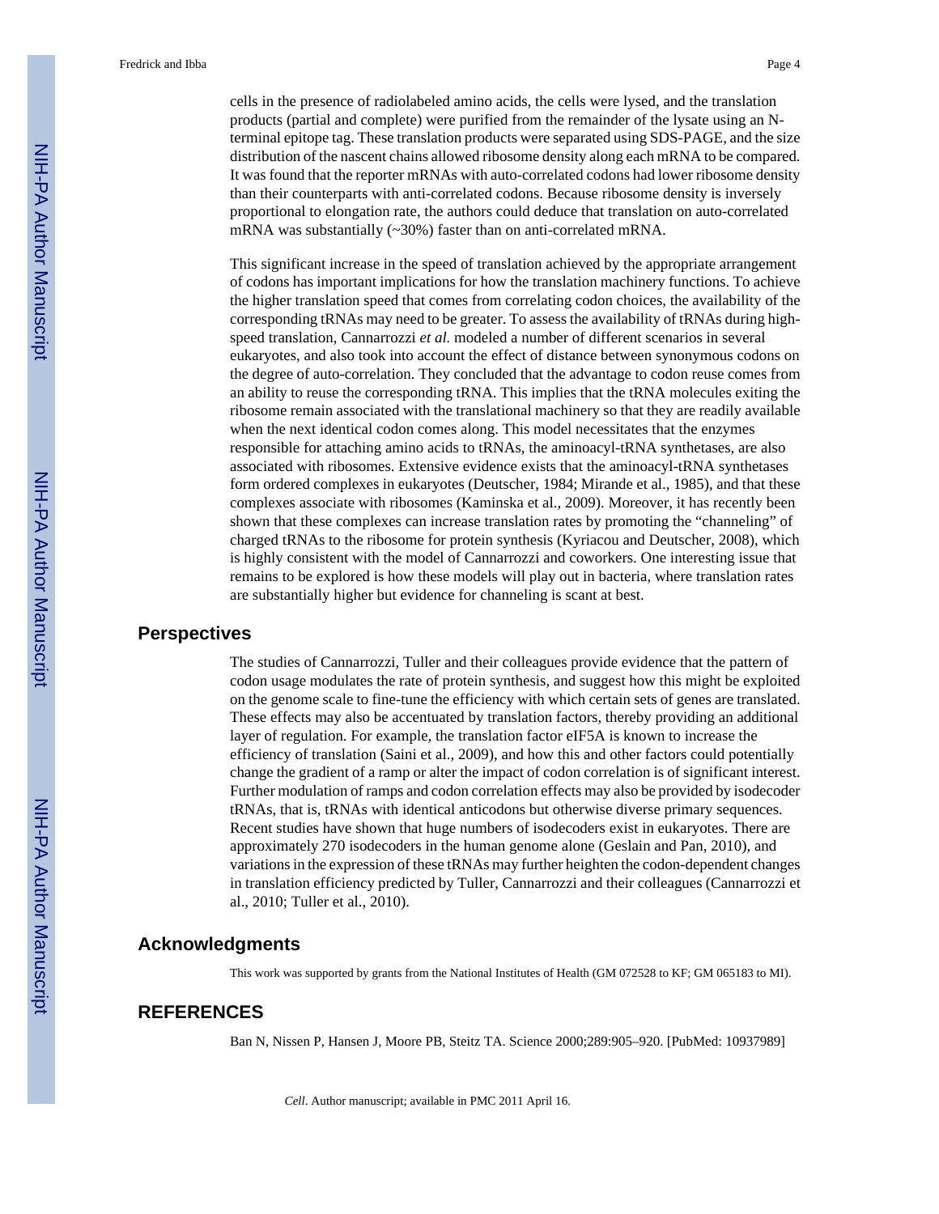cells in the presence of radiolabeled amino acids, the cells were lysed, and the translation products (partial and complete) were purified from the remainder of the lysate using an N-terminal epitope tag. These translation products were separated using SDS-PAGE, and the size distribution of the nascent chains allowed ribosome density along each mRNA to be compared. It was found that the reporter mRNAs with auto-correlated codons had lower ribosome density than their counterparts with anti-correlated codons. Because ribosome density is inversely proportional to elongation rate, the authors could deduce that translation on auto-correlated mRNA was substantially (~30%) faster than on anti-correlated mRNA.

This significant increase in the speed of translation achieved by the appropriate arrangement of codons has important implications for how the translation machinery functions. To achieve the higher translation speed that comes from correlating codon choices, the availability of the corresponding tRNAs may need to be greater. To assess the availability of tRNAs during high-speed translation, Cannarrozzi *et al.* modeled a number of different scenarios in several eukaryotes, and also took into account the effect of distance between synonymous codons on the degree of auto-correlation. They concluded that the advantage to codon reuse comes from an ability to reuse the corresponding tRNA. This implies that the tRNA molecules exiting the ribosome remain associated with the translational machinery so that they are readily available when the next identical codon comes along. This model necessitates that the enzymes responsible for attaching amino acids to tRNAs, the aminoacyl-tRNA synthetases, are also associated with ribosomes. Extensive evidence exists that the aminoacyl-tRNA synthetases form ordered complexes in eukaryotes (Deutscher, 1984; Mirande et al., 1985), and that these complexes associate with ribosomes (Kaminska et al., 2009). Moreover, it has recently been shown that these complexes can increase translation rates by promoting the "channeling" of charged tRNAs to the ribosome for protein synthesis (Kyriacou and Deutscher, 2008), which is highly consistent with the model of Cannarrozzi and coworkers. One interesting issue that remains to be explored is how these models will play out in bacteria, where translation rates are substantially higher but evidence for channeling is scant at best.

## Perspectives

The studies of Cannarrozzi, Tuller and their colleagues provide evidence that the pattern of codon usage modulates the rate of protein synthesis, and suggest how this might be exploited on the genome scale to fine-tune the efficiency with which certain sets of genes are translated. These effects may also be accentuated by translation factors, thereby providing an additional layer of regulation. For example, the translation factor eIF5A is known to increase the efficiency of translation (Saini et al., 2009), and how this and other factors could potentially change the gradient of a ramp or alter the impact of codon correlation is of significant interest. Further modulation of ramps and codon correlation effects may also be provided by isodecoder tRNAs, that is, tRNAs with identical anticodons but otherwise diverse primary sequences. Recent studies have shown that huge numbers of isodecoders exist in eukaryotes. There are approximately 270 isodecoders in the human genome alone (Geslain and Pan, 2010), and variations in the expression of these tRNAs may further heighten the codon-dependent changes in translation efficiency predicted by Tuller, Cannarrozzi and their colleagues (Cannarrozzi et al., 2010; Tuller et al., 2010).

## Acknowledgments

This work was supported by grants from the National Institutes of Health (GM 072528 to KF; GM 065183 to MI).

## REFERENCES

Ban N, Nissen P, Hansen J, Moore PB, Steitz TA. Science 2000;289:905–920. [PubMed: 10937989]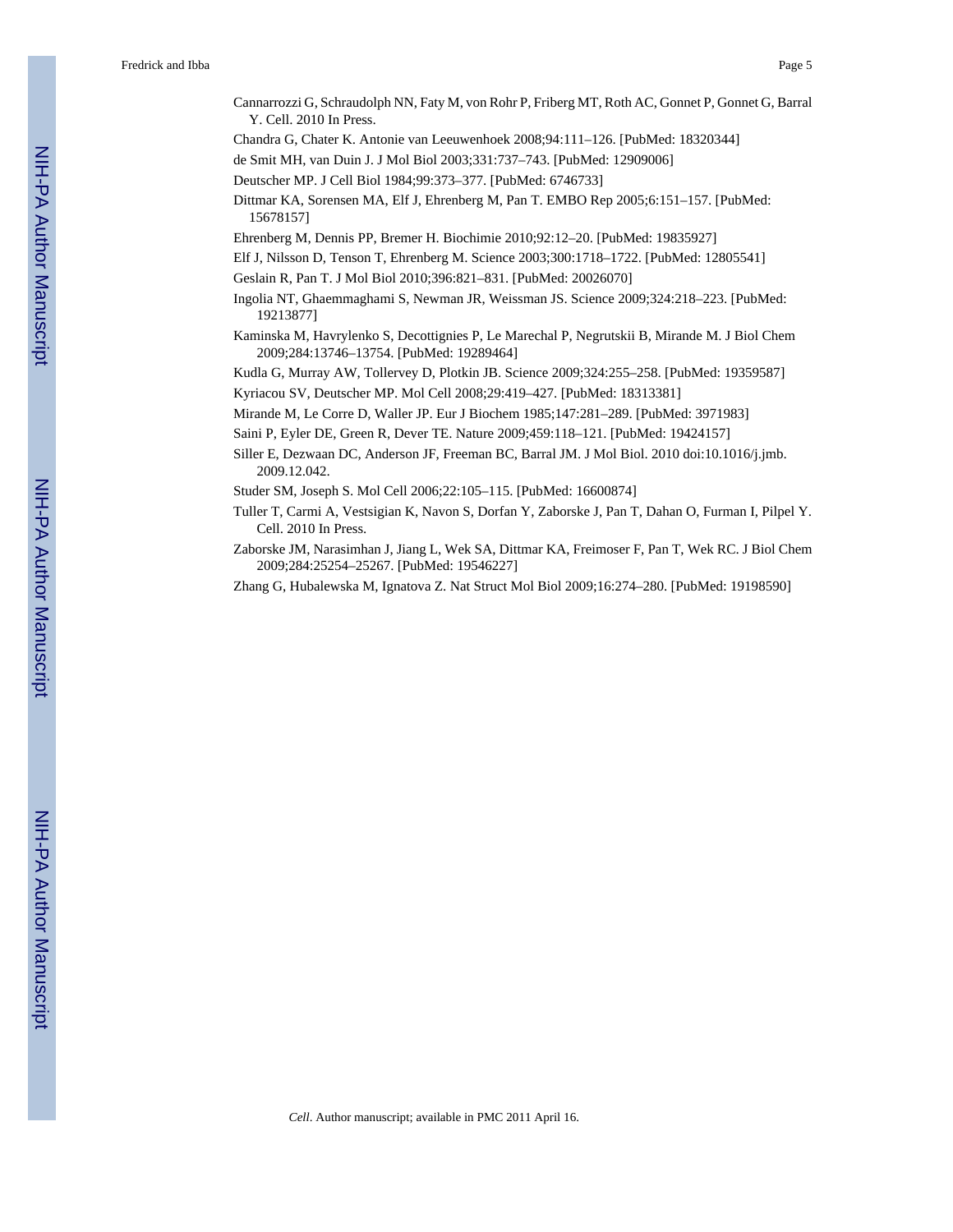Cannarrozzi G, Schraudolph NN, Faty M, von Rohr P, Friberg MT, Roth AC, Gonnet P, Gonnet G, Barral Y. Cell. 2010 In Press.

Chandra G, Chater K. Antonie van Leeuwenhoek 2008;94:111–126. [PubMed: 18320344]

de Smit MH, van Duin J. J Mol Biol 2003;331:737–743. [PubMed: 12909006]

Deutscher MP. J Cell Biol 1984;99:373–377. [PubMed: 6746733]

Dittmar KA, Sorensen MA, Elf J, Ehrenberg M, Pan T. EMBO Rep 2005;6:151–157. [PubMed: 15678157]

Ehrenberg M, Dennis PP, Bremer H. Biochimie 2010;92:12–20. [PubMed: 19835927]

Elf J, Nilsson D, Tenson T, Ehrenberg M. Science 2003;300:1718–1722. [PubMed: 12805541]

Geslain R, Pan T. J Mol Biol 2010;396:821–831. [PubMed: 20026070]

Ingolia NT, Ghaemmaghami S, Newman JR, Weissman JS. Science 2009;324:218–223. [PubMed: 19213877]

Kaminska M, Havrylenko S, Decottignies P, Le Marechal P, Negrutskii B, Mirande M. J Biol Chem 2009;284:13746–13754. [PubMed: 19289464]

Kudla G, Murray AW, Tollervey D, Plotkin JB. Science 2009;324:255–258. [PubMed: 19359587]

Kyriacou SV, Deutscher MP. Mol Cell 2008;29:419–427. [PubMed: 18313381]

Mirande M, Le Corre D, Waller JP. Eur J Biochem 1985;147:281–289. [PubMed: 3971983]

Saini P, Eyler DE, Green R, Dever TE. Nature 2009;459:118–121. [PubMed: 19424157]

Siller E, Dezwaan DC, Anderson JF, Freeman BC, Barral JM. J Mol Biol. 2010 doi:10.1016/j.jmb. 2009.12.042.

Studer SM, Joseph S. Mol Cell 2006;22:105–115. [PubMed: 16600874]

Tuller T, Carmi A, Vestsigian K, Navon S, Dorfan Y, Zaborske J, Pan T, Dahan O, Furman I, Pilpel Y. Cell. 2010 In Press.

Zaborske JM, Narasimhan J, Jiang L, Wek SA, Dittmar KA, Freimoser F, Pan T, Wek RC. J Biol Chem 2009;284:25254–25267. [PubMed: 19546227]

Zhang G, Hubalewska M, Ignatova Z. Nat Struct Mol Biol 2009;16:274–280. [PubMed: 19198590]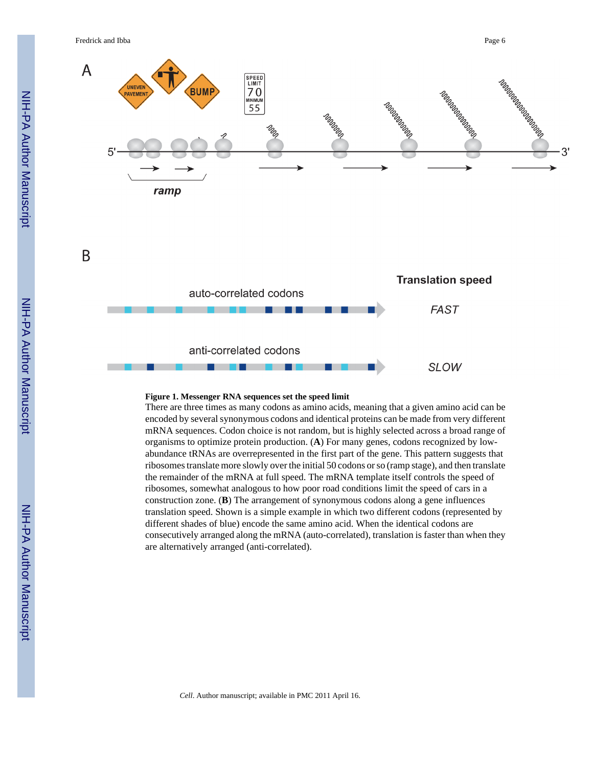A

UNEVEN PAVEMENT

BUMP

SPEED LIMIT 70 MINIMUM 55

5'

3'

ramp

B

Translation speed

auto-correlated codons

FAST

anti-correlated codons

SLOW

**Figure 1. Messenger RNA sequences set the speed limit**

There are three times as many codons as amino acids, meaning that a given amino acid can be encoded by several synonymous codons and identical proteins can be made from very different mRNA sequences. Codon choice is not random, but is highly selected across a broad range of organisms to optimize protein production. (**A**) For many genes, codons recognized by low-abundance tRNAs are overrepresented in the first part of the gene. This pattern suggests that ribosomes translate more slowly over the initial 50 codons or so (ramp stage), and then translate the remainder of the mRNA at full speed. The mRNA template itself controls the speed of ribosomes, somewhat analogous to how poor road conditions limit the speed of cars in a construction zone. (**B**) The arrangement of synonymous codons along a gene influences translation speed. Shown is a simple example in which two different codons (represented by different shades of blue) encode the same amino acid. When the identical codons are consecutively arranged along the mRNA (auto-correlated), translation is faster than when they are alternatively arranged (anti-correlated).